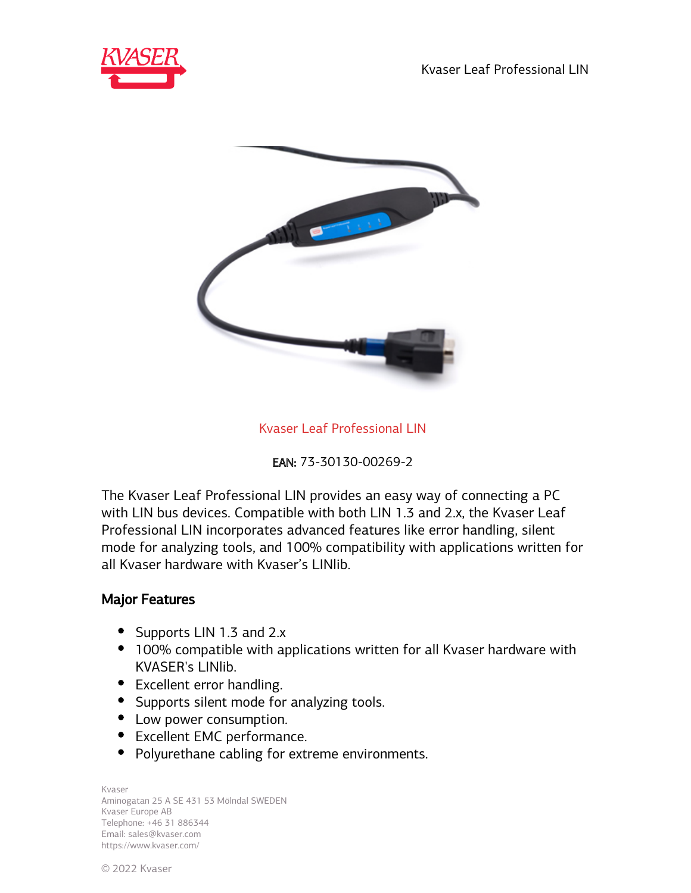Kvaser Leaf Professional LIN

**EAN:** 73-30130-00269-2

The Kvaser Leaf Professional LIN provides an easy way of connecting a PC with LIN bus devices. Compatible with both LIN 1.3 and 2.x, the Kvaser Leaf Professional LIN incorporates advanced features like error handling, silent mode for analyzing tools, and 100% compatibility with applications written for all Kvaser hardware with Kvaser's LINlib.

## Major Features

- Supports LIN 1.3 and 2.x
- 100% compatible with applications written for all Kvaser hardware with KVASER's LINlib.
- Excellent error handling.
- Supports silent mode for analyzing tools.
- Low power consumption.
- Excellent EMC performance.
- Polyurethane cabling for extreme environments.

Kvaser
Aminogatan 25 A SE 431 53 Mölndal SWEDEN
Kvaser Europe AB
Telephone: +46 31 886344
Email: sales@kvaser.com
https://www.kvaser.com/

© 2022 Kvaser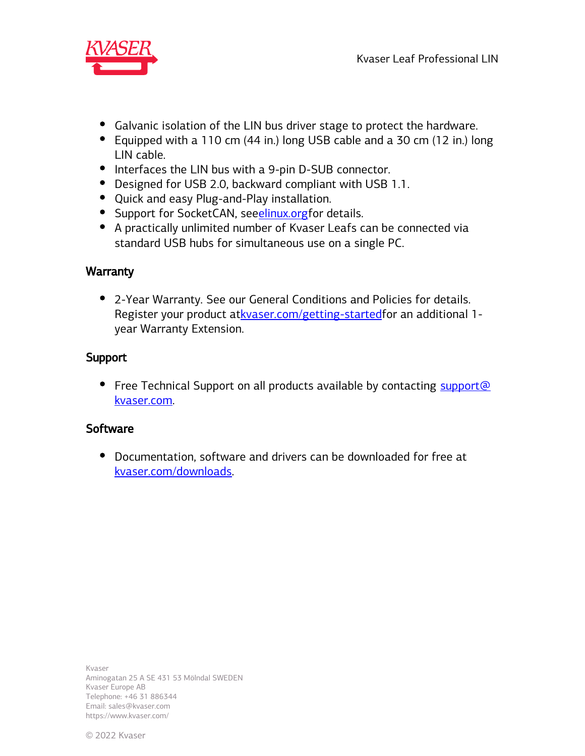- Galvanic isolation of the LIN bus driver stage to protect the hardware.
- Equipped with a 110 cm (44 in.) long USB cable and a 30 cm (12 in.) long LIN cable.
- Interfaces the LIN bus with a 9-pin D-SUB connector.
- Designed for USB 2.0, backward compliant with USB 1.1.
- Quick and easy Plug-and-Play installation.
- Support for SocketCAN, see elinux.org for details.
- A practically unlimited number of Kvaser Leafs can be connected via standard USB hubs for simultaneous use on a single PC.

## Warranty

- 2-Year Warranty. See our General Conditions and Policies for details. Register your product at kvaser.com/getting-started for an additional 1-year Warranty Extension.

## Support

- Free Technical Support on all products available by contacting support@kvaser.com.

## Software

- Documentation, software and drivers can be downloaded for free at kvaser.com/downloads.

Kvaser
Aminogatan 25 A SE 431 53 Mölndal SWEDEN
Kvaser Europe AB
Telephone: +46 31 886344
Email: sales@kvaser.com
https://www.kvaser.com/

© 2022 Kvaser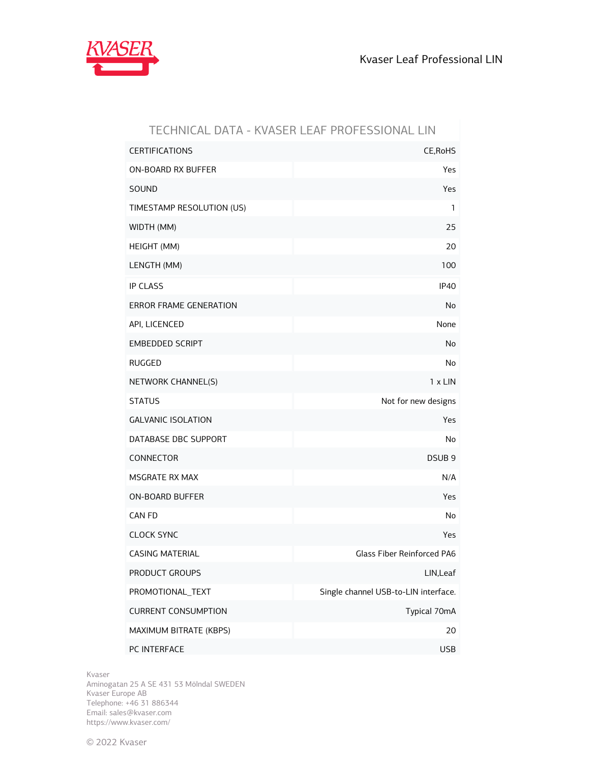## TECHNICAL DATA - KVASER LEAF PROFESSIONAL LIN

| | |
|---|---|
| CERTIFICATIONS | CE,RoHS |
| ON-BOARD RX BUFFER | Yes |
| SOUND | Yes |
| TIMESTAMP RESOLUTION (US) | 1 |
| WIDTH (MM) | 25 |
| HEIGHT (MM) | 20 |
| LENGTH (MM) | 100 |
| IP CLASS | IP40 |
| ERROR FRAME GENERATION | No |
| API, LICENCED | None |
| EMBEDDED SCRIPT | No |
| RUGGED | No |
| NETWORK CHANNEL(S) | 1 x LIN |
| STATUS | Not for new designs |
| GALVANIC ISOLATION | Yes |
| DATABASE DBC SUPPORT | No |
| CONNECTOR | DSUB 9 |
| MSGRATE RX MAX | N/A |
| ON-BOARD BUFFER | Yes |
| CAN FD | No |
| CLOCK SYNC | Yes |
| CASING MATERIAL | Glass Fiber Reinforced PA6 |
| PRODUCT GROUPS | LIN,Leaf |
| PROMOTIONAL_TEXT | Single channel USB-to-LIN interface. |
| CURRENT CONSUMPTION | Typical 70mA |
| MAXIMUM BITRATE (KBPS) | 20 |
| PC INTERFACE | USB |

Kvaser
Aminogatan 25 A SE 431 53 Mölndal SWEDEN
Kvaser Europe AB
Telephone: +46 31 886344
Email: sales@kvaser.com
https://www.kvaser.com/

© 2022 Kvaser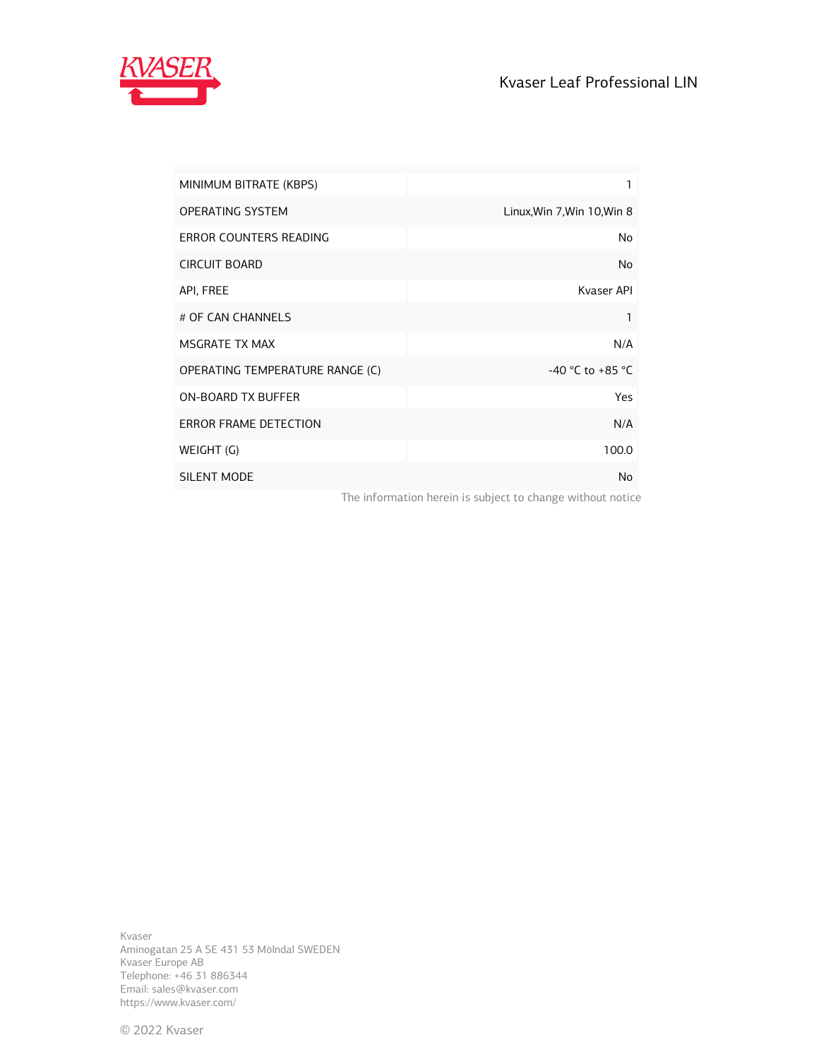| | |
|---|---|
| MINIMUM BITRATE (KBPS) | 1 |
| OPERATING SYSTEM | Linux,Win 7,Win 10,Win 8 |
| ERROR COUNTERS READING | No |
| CIRCUIT BOARD | No |
| API, FREE | Kvaser API |
| # OF CAN CHANNELS | 1 |
| MSGRATE TX MAX | N/A |
| OPERATING TEMPERATURE RANGE (C) | -40 °C to +85 °C |
| ON-BOARD TX BUFFER | Yes |
| ERROR FRAME DETECTION | N/A |
| WEIGHT (G) | 100.0 |
| SILENT MODE | No |

The information herein is subject to change without notice

Kvaser
Aminogatan 25 A SE 431 53 Mölndal SWEDEN
Kvaser Europe AB
Telephone: +46 31 886344
Email: sales@kvaser.com
https://www.kvaser.com/

© 2022 Kvaser